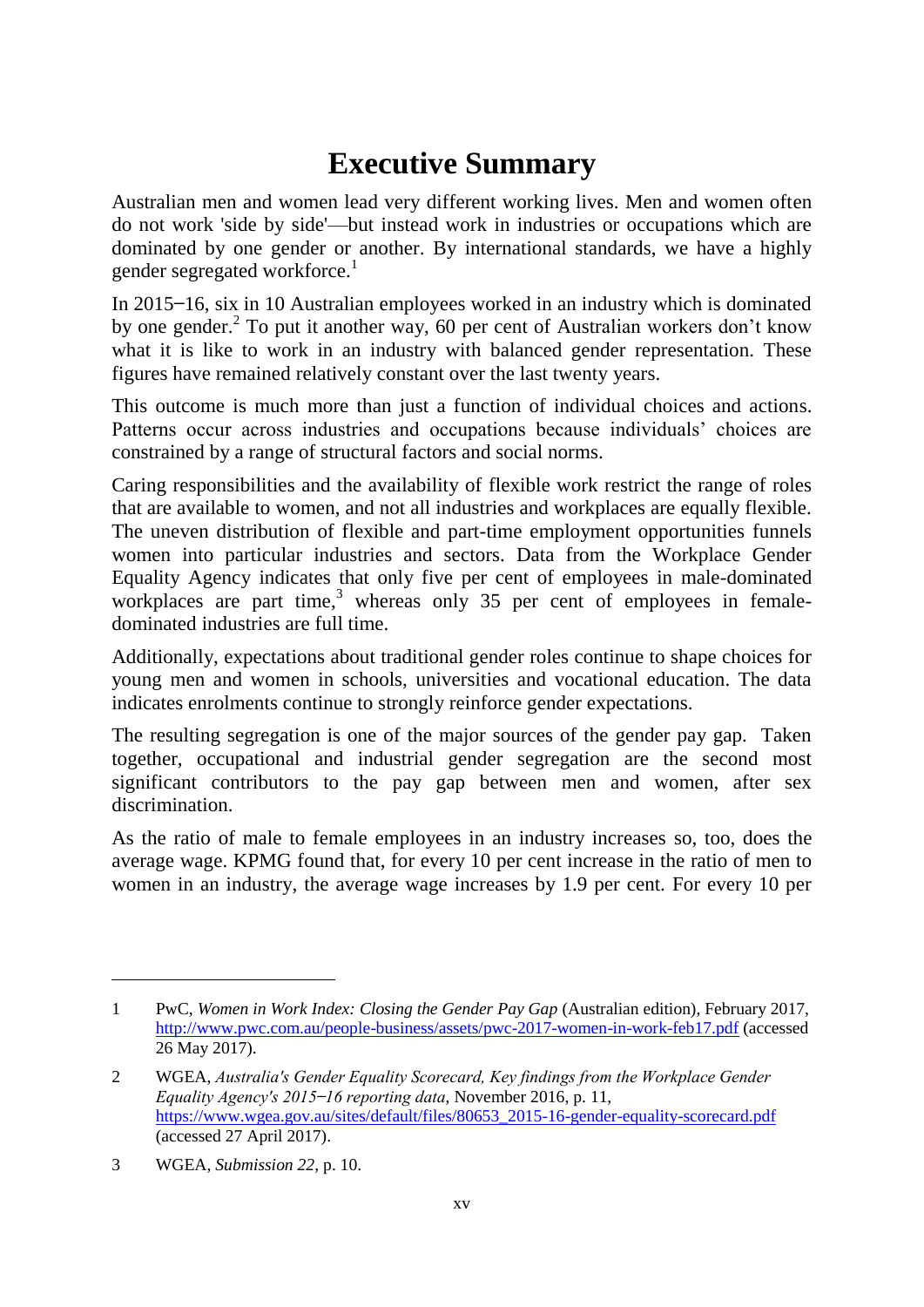# Executive Summary

Australian men and women lead very different working lives. Men and women often do not work 'side by side'—but instead work in industries or occupations which are dominated by one gender or another. By international standards, we have a highly gender segregated workforce.[1]

In 2015–16, six in 10 Australian employees worked in an industry which is dominated by one gender.[2] To put it another way, 60 per cent of Australian workers don't know what it is like to work in an industry with balanced gender representation. These figures have remained relatively constant over the last twenty years.

This outcome is much more than just a function of individual choices and actions. Patterns occur across industries and occupations because individuals' choices are constrained by a range of structural factors and social norms.

Caring responsibilities and the availability of flexible work restrict the range of roles that are available to women, and not all industries and workplaces are equally flexible. The uneven distribution of flexible and part-time employment opportunities funnels women into particular industries and sectors. Data from the Workplace Gender Equality Agency indicates that only five per cent of employees in male-dominated workplaces are part time,[3] whereas only 35 per cent of employees in female-dominated industries are full time.

Additionally, expectations about traditional gender roles continue to shape choices for young men and women in schools, universities and vocational education. The data indicates enrolments continue to strongly reinforce gender expectations.

The resulting segregation is one of the major sources of the gender pay gap. Taken together, occupational and industrial gender segregation are the second most significant contributors to the pay gap between men and women, after sex discrimination.

As the ratio of male to female employees in an industry increases so, too, does the average wage. KPMG found that, for every 10 per cent increase in the ratio of men to women in an industry, the average wage increases by 1.9 per cent. For every 10 per

---

1 PwC, *Women in Work Index: Closing the Gender Pay Gap* (Australian edition), February 2017, http://www.pwc.com.au/people-business/assets/pwc-2017-women-in-work-feb17.pdf (accessed 26 May 2017).

2 WGEA, *Australia's Gender Equality Scorecard, Key findings from the Workplace Gender Equality Agency's 2015–16 reporting data*, November 2016, p. 11, https://www.wgea.gov.au/sites/default/files/80653_2015-16-gender-equality-scorecard.pdf (accessed 27 April 2017).

3 WGEA, *Submission 22*, p. 10.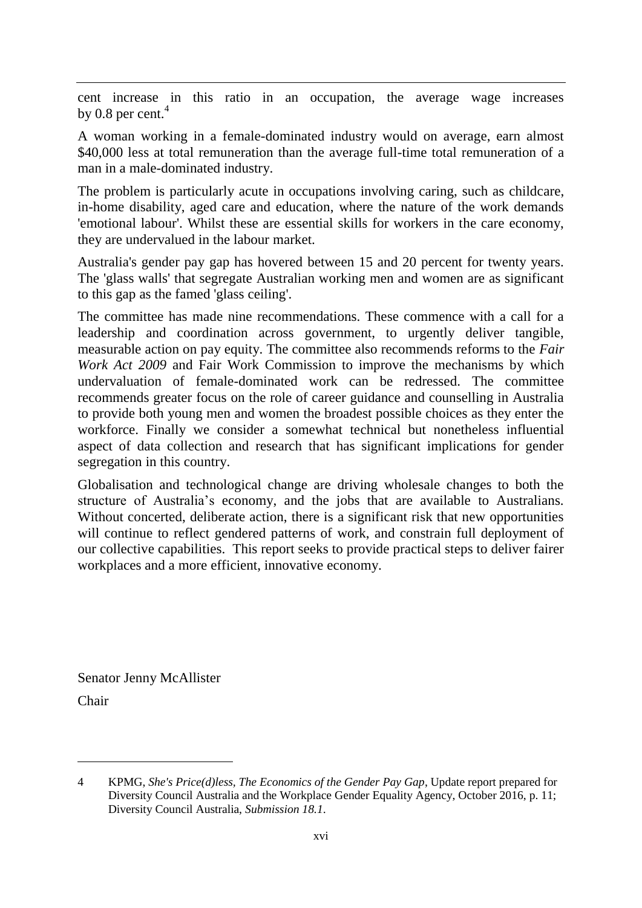cent increase in this ratio in an occupation, the average wage increases by 0.8 per cent.[4]

A woman working in a female-dominated industry would on average, earn almost $40,000 less at total remuneration than the average full-time total remuneration of a man in a male-dominated industry.

The problem is particularly acute in occupations involving caring, such as childcare, in-home disability, aged care and education, where the nature of the work demands 'emotional labour'. Whilst these are essential skills for workers in the care economy, they are undervalued in the labour market.

Australia's gender pay gap has hovered between 15 and 20 percent for twenty years. The 'glass walls' that segregate Australian working men and women are as significant to this gap as the famed 'glass ceiling'.

The committee has made nine recommendations. These commence with a call for a leadership and coordination across government, to urgently deliver tangible, measurable action on pay equity. The committee also recommends reforms to the *Fair Work Act 2009* and Fair Work Commission to improve the mechanisms by which undervaluation of female-dominated work can be redressed. The committee recommends greater focus on the role of career guidance and counselling in Australia to provide both young men and women the broadest possible choices as they enter the workforce. Finally we consider a somewhat technical but nonetheless influential aspect of data collection and research that has significant implications for gender segregation in this country.

Globalisation and technological change are driving wholesale changes to both the structure of Australia's economy, and the jobs that are available to Australians. Without concerted, deliberate action, there is a significant risk that new opportunities will continue to reflect gendered patterns of work, and constrain full deployment of our collective capabilities. This report seeks to provide practical steps to deliver fairer workplaces and a more efficient, innovative economy.

Senator Jenny McAllister

Chair

---

4 KPMG, *She's Price(d)less, The Economics of the Gender Pay Gap*, Update report prepared for Diversity Council Australia and the Workplace Gender Equality Agency, October 2016, p. 11; Diversity Council Australia, *Submission 18.1*.